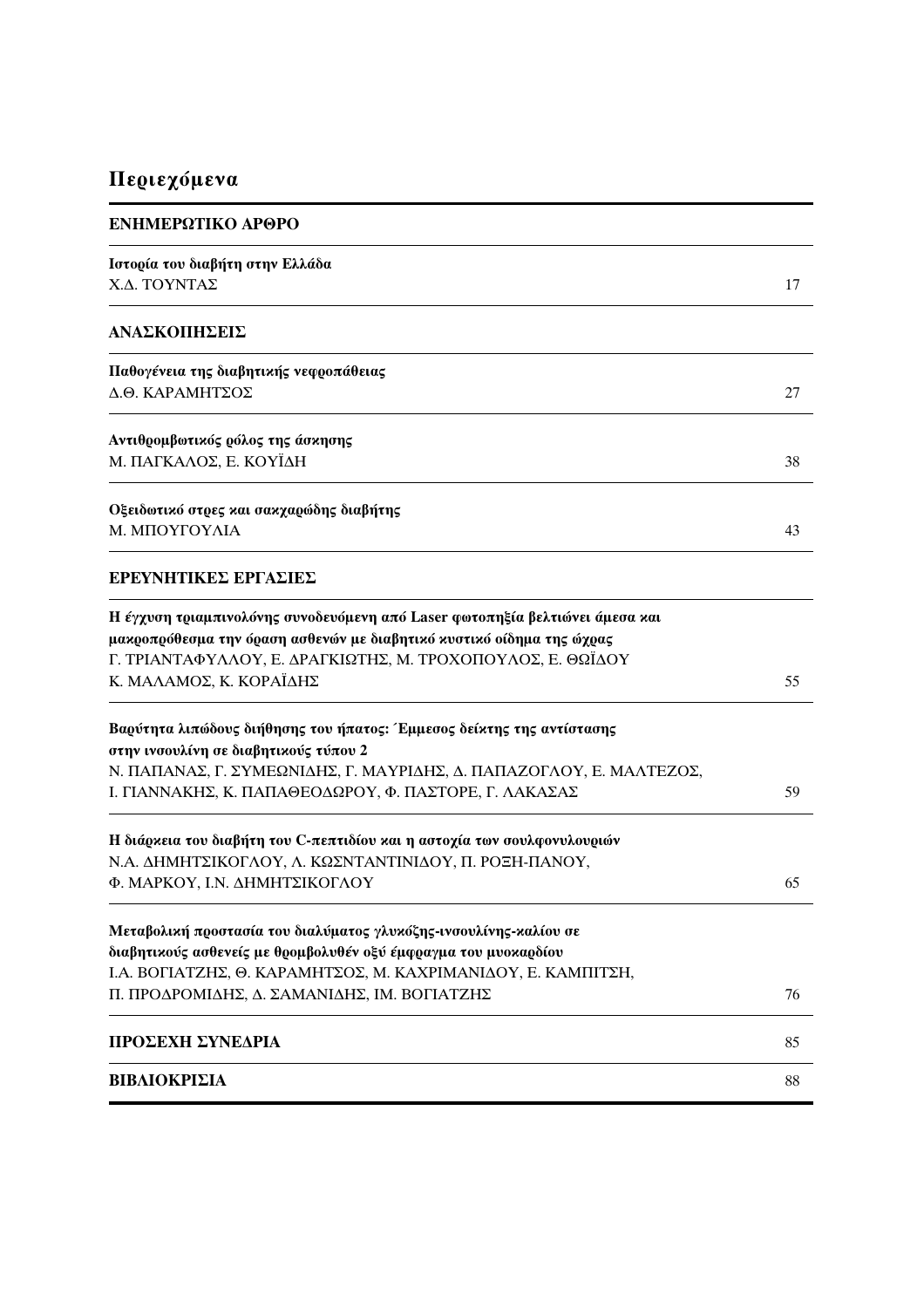# Περιεχόμενα

## ΕΝΗΜΕΡΩΤΙΚΟ ΑΡΘΡΟ

**Ιστορία του διαβήτη στην Ελλάδα**
Χ.Δ. ΤΟΥΝΤΑΣ — 17

## ΑΝΑΣΚΟΠΗΣΕΙΣ

**Παθογένεια της διαβητικής νεφροπάθειας**
Δ.Θ. ΚΑΡΑΜΗΤΣΟΣ — 27

**Αντιθρομβωτικός ρόλος της άσκησης**
Μ. ΠΑΓΚΑΛΟΣ, Ε. ΚΟΥΪΔΗ — 38

**Οξειδωτικό στρες και σακχαρώδης διαβήτης**
Μ. ΜΠΟΥΓΟΥΛΙΑ — 43

## ΕΡΕΥΝΗΤΙΚΕΣ ΕΡΓΑΣΙΕΣ

**Η έγχυση τριαμπινολόνης συνοδευόμενη από Laser φωτοπηξία βελτιώνει άμεσα και μακροπρόθεσμα την όραση ασθενών με διαβητικό κυστικό οίδημα της ώχρας**
Γ. ΤΡΙΑΝΤΑΦΥΛΛΟΥ, Ε. ΔΡΑΓΚΙΩΤΗΣ, Μ. ΤΡΟΧΟΠΟΥΛΟΣ, Ε. ΘΩΪΔΟΥ
Κ. ΜΑΛΑΜΟΣ, Κ. ΚΟΡΑΪΔΗΣ — 55

**Βαρύτητα λιπώδους διήθησης του ήπατος: Έμμεσος δείκτης της αντίστασης στην ινσουλίνη σε διαβητικούς τύπου 2**
Ν. ΠΑΠΑΝΑΣ, Γ. ΣΥΜΕΩΝΙΔΗΣ, Γ. ΜΑΥΡΙΔΗΣ, Δ. ΠΑΠΑΖΟΓΛΟΥ, Ε. ΜΑΛΤΕΖΟΣ,
Ι. ΓΙΑΝΝΑΚΗΣ, Κ. ΠΑΠΑΘΕΟΔΩΡΟΥ, Φ. ΠΑΣΤΟΡΕ, Γ. ΛΑΚΑΣΑΣ — 59

**Η διάρκεια του διαβήτη του C-πεπτιδίου και η αστοχία των σουλφονυλουριών**
Ν.Α. ΔΗΜΗΤΣΙΚΟΓΛΟΥ, Λ. ΚΩΣΝΤΑΝΤΙΝΙΔΟΥ, Π. ΡΟΞΗ-ΠΑΝΟΥ,
Φ. ΜΑΡΚΟΥ, Ι.Ν. ΔΗΜΗΤΣΙΚΟΓΛΟΥ — 65

**Μεταβολική προστασία του διαλύματος γλυκόζης-ινσουλίνης-καλίου σε διαβητικούς ασθενείς με θρομβολυθέν οξύ έμφραγμα του μυοκαρδίου**
Ι.Α. ΒΟΓΙΑΤΖΗΣ, Θ. ΚΑΡΑΜΗΤΣΟΣ, Μ. ΚΑΧΡΙΜΑΝΙΔΟΥ, Ε. ΚΑΜΠΙΤΣΗ,
Π. ΠΡΟΔΡΟΜΙΔΗΣ, Δ. ΣΑΜΑΝΙΔΗΣ, ΙΜ. ΒΟΓΙΑΤΖΗΣ — 76

## ΠΡΟΣΕΧΗ ΣΥΝΕΔΡΙΑ — 85

## ΒΙΒΛΙΟΚΡΙΣΙΑ — 88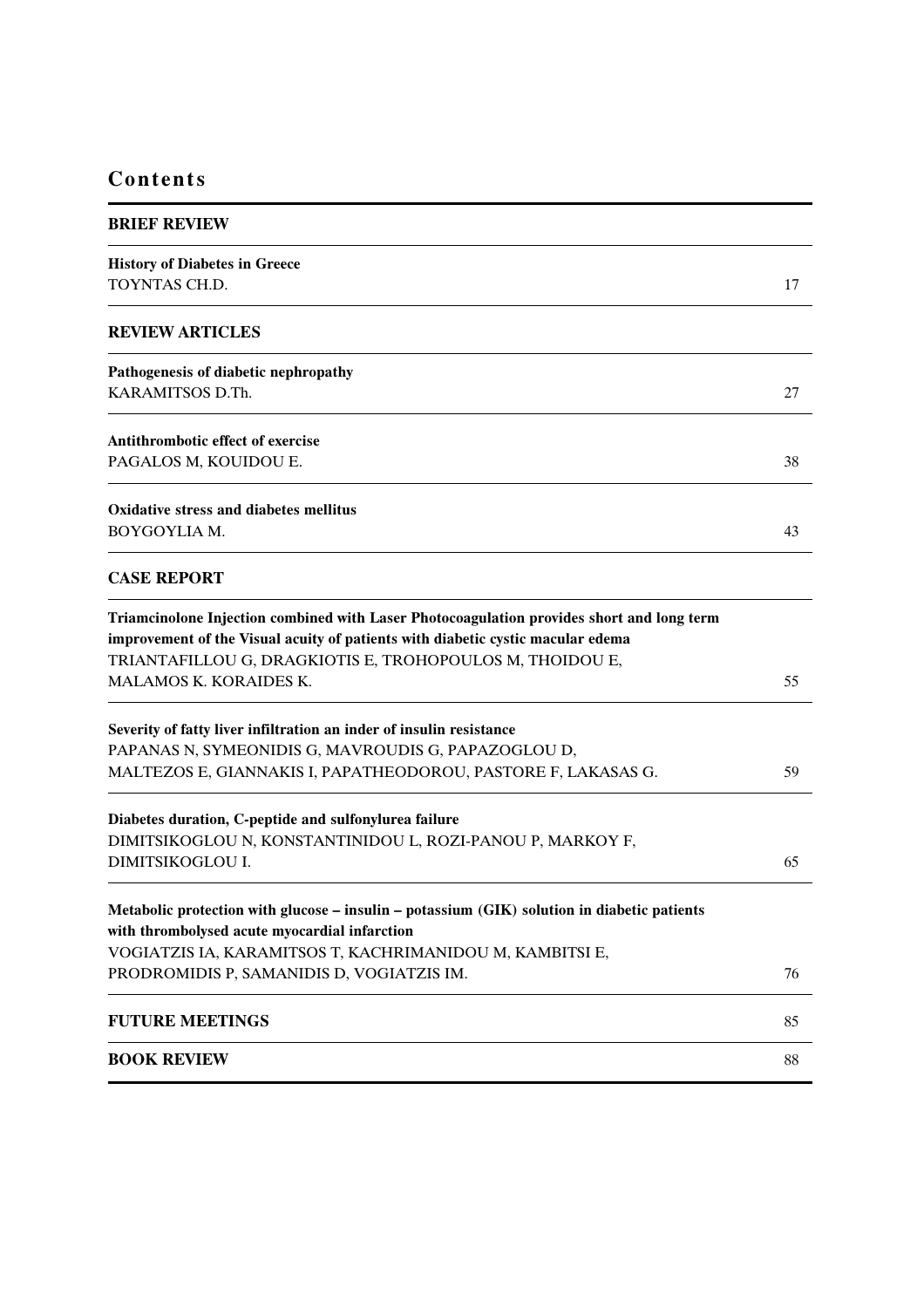# Contents

## BRIEF REVIEW

**History of Diabetes in Greece**
TOYNTAS CH.D. 17

## REVIEW ARTICLES

**Pathogenesis of diabetic nephropathy**
KARAMITSOS D.Th. 27

**Antithrombotic effect of exercise**
PAGALOS M, KOUIDOU E. 38

**Oxidative stress and diabetes mellitus**
BOYGOYLIA M. 43

## CASE REPORT

**Triamcinolone Injection combined with Laser Photocoagulation provides short and long term improvement of the Visual acuity of patients with diabetic cystic macular edema**
TRIANTAFILLOU G, DRAGKIOTIS E, TROHOPOULOS M, THOIDOU E, MALAMOS K. KORAIDES K. 55

**Severity of fatty liver infiltration an inder of insulin resistance**
PAPANAS N, SYMEONIDIS G, MAVROUDIS G, PAPAZOGLOU D, MALTEZOS E, GIANNAKIS I, PAPATHEODOROU, PASTORE F, LAKASAS G. 59

**Diabetes duration, C-peptide and sulfonylurea failure**
DIMITSIKOGLOU N, KONSTANTINIDOU L, ROZI-PANOU P, MARKOY F, DIMITSIKOGLOU I. 65

**Metabolic protection with glucose – insulin – potassium (GIK) solution in diabetic patients with thrombolysed acute myocardial infarction**
VOGIATZIS IA, KARAMITSOS T, KACHRIMANIDOU M, KAMBITSI E, PRODROMIDIS P, SAMANIDIS D, VOGIATZIS IM. 76

## FUTURE MEETINGS 85

## BOOK REVIEW 88